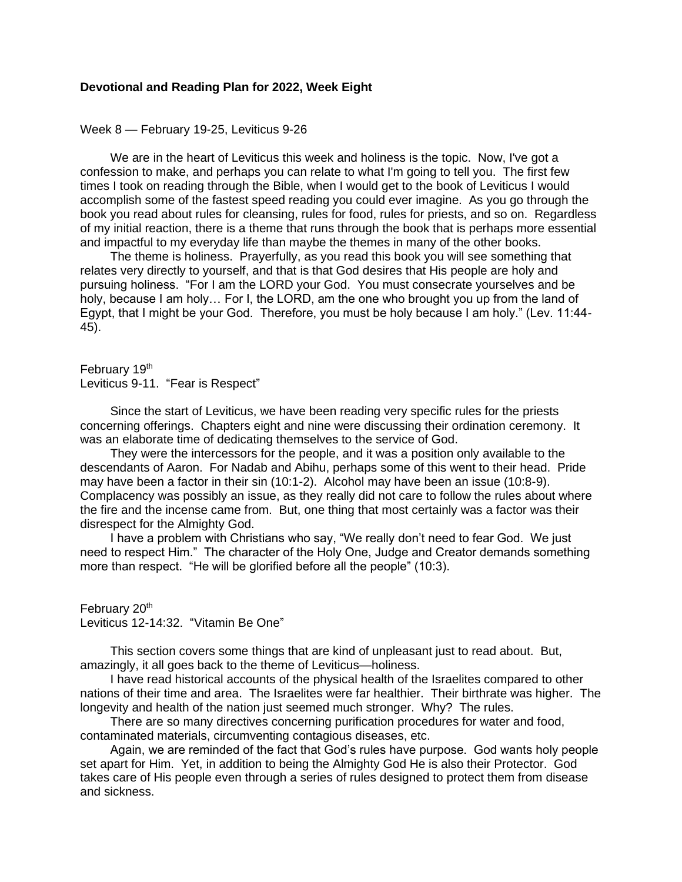**Devotional and Reading Plan for 2022, Week Eight**

Week 8 — February 19-25, Leviticus 9-26

We are in the heart of Leviticus this week and holiness is the topic. Now, I've got a confession to make, and perhaps you can relate to what I'm going to tell you. The first few times I took on reading through the Bible, when I would get to the book of Leviticus I would accomplish some of the fastest speed reading you could ever imagine. As you go through the book you read about rules for cleansing, rules for food, rules for priests, and so on. Regardless of my initial reaction, there is a theme that runs through the book that is perhaps more essential and impactful to my everyday life than maybe the themes in many of the other books.

The theme is holiness. Prayerfully, as you read this book you will see something that relates very directly to yourself, and that is that God desires that His people are holy and pursuing holiness. “For I am the LORD your God. You must consecrate yourselves and be holy, because I am holy… For I, the LORD, am the one who brought you up from the land of Egypt, that I might be your God. Therefore, you must be holy because I am holy.” (Lev. 11:44-45).

February 19th
Leviticus 9-11. “Fear is Respect”

Since the start of Leviticus, we have been reading very specific rules for the priests concerning offerings. Chapters eight and nine were discussing their ordination ceremony. It was an elaborate time of dedicating themselves to the service of God.

They were the intercessors for the people, and it was a position only available to the descendants of Aaron. For Nadab and Abihu, perhaps some of this went to their head. Pride may have been a factor in their sin (10:1-2). Alcohol may have been an issue (10:8-9). Complacency was possibly an issue, as they really did not care to follow the rules about where the fire and the incense came from. But, one thing that most certainly was a factor was their disrespect for the Almighty God.

I have a problem with Christians who say, “We really don’t need to fear God. We just need to respect Him.” The character of the Holy One, Judge and Creator demands something more than respect. “He will be glorified before all the people” (10:3).

February 20th
Leviticus 12-14:32. “Vitamin Be One”

This section covers some things that are kind of unpleasant just to read about. But, amazingly, it all goes back to the theme of Leviticus—holiness.

I have read historical accounts of the physical health of the Israelites compared to other nations of their time and area. The Israelites were far healthier. Their birthrate was higher. The longevity and health of the nation just seemed much stronger. Why? The rules.

There are so many directives concerning purification procedures for water and food, contaminated materials, circumventing contagious diseases, etc.

Again, we are reminded of the fact that God’s rules have purpose. God wants holy people set apart for Him. Yet, in addition to being the Almighty God He is also their Protector. God takes care of His people even through a series of rules designed to protect them from disease and sickness.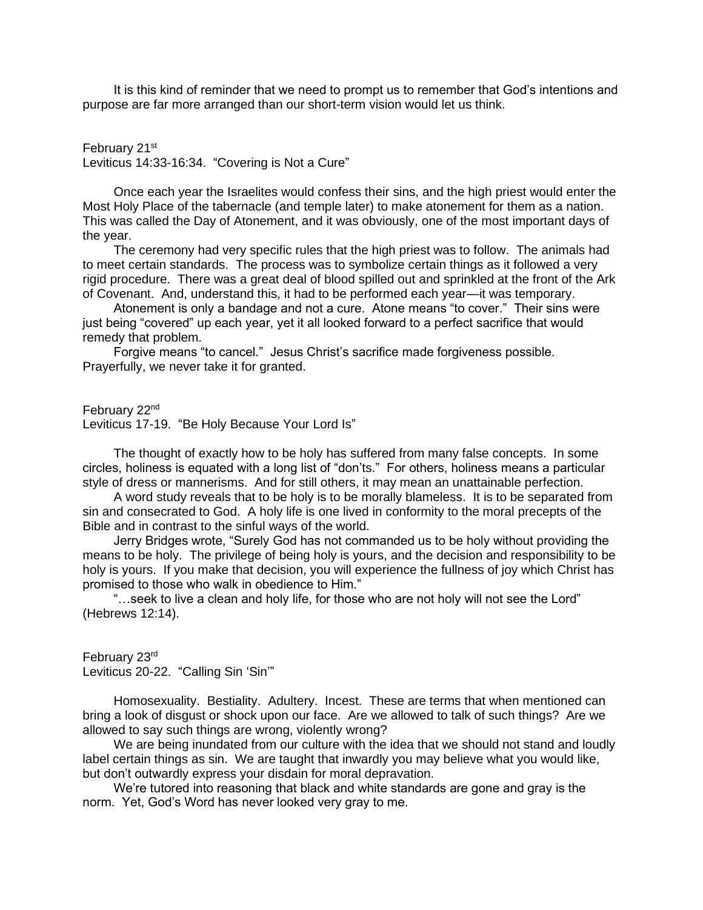It is this kind of reminder that we need to prompt us to remember that God's intentions and purpose are far more arranged than our short-term vision would let us think.

February 21st
Leviticus 14:33-16:34. "Covering is Not a Cure"

Once each year the Israelites would confess their sins, and the high priest would enter the Most Holy Place of the tabernacle (and temple later) to make atonement for them as a nation. This was called the Day of Atonement, and it was obviously, one of the most important days of the year.

The ceremony had very specific rules that the high priest was to follow. The animals had to meet certain standards. The process was to symbolize certain things as it followed a very rigid procedure. There was a great deal of blood spilled out and sprinkled at the front of the Ark of Covenant. And, understand this, it had to be performed each year—it was temporary.

Atonement is only a bandage and not a cure. Atone means "to cover." Their sins were just being "covered" up each year, yet it all looked forward to a perfect sacrifice that would remedy that problem.

Forgive means "to cancel." Jesus Christ's sacrifice made forgiveness possible. Prayerfully, we never take it for granted.

February 22nd
Leviticus 17-19. "Be Holy Because Your Lord Is"

The thought of exactly how to be holy has suffered from many false concepts. In some circles, holiness is equated with a long list of "don'ts." For others, holiness means a particular style of dress or mannerisms. And for still others, it may mean an unattainable perfection.

A word study reveals that to be holy is to be morally blameless. It is to be separated from sin and consecrated to God. A holy life is one lived in conformity to the moral precepts of the Bible and in contrast to the sinful ways of the world.

Jerry Bridges wrote, "Surely God has not commanded us to be holy without providing the means to be holy. The privilege of being holy is yours, and the decision and responsibility to be holy is yours. If you make that decision, you will experience the fullness of joy which Christ has promised to those who walk in obedience to Him."

"…seek to live a clean and holy life, for those who are not holy will not see the Lord" (Hebrews 12:14).

February 23rd
Leviticus 20-22. "Calling Sin 'Sin'"

Homosexuality. Bestiality. Adultery. Incest. These are terms that when mentioned can bring a look of disgust or shock upon our face. Are we allowed to talk of such things? Are we allowed to say such things are wrong, violently wrong?

We are being inundated from our culture with the idea that we should not stand and loudly label certain things as sin. We are taught that inwardly you may believe what you would like, but don't outwardly express your disdain for moral depravation.

We're tutored into reasoning that black and white standards are gone and gray is the norm. Yet, God's Word has never looked very gray to me.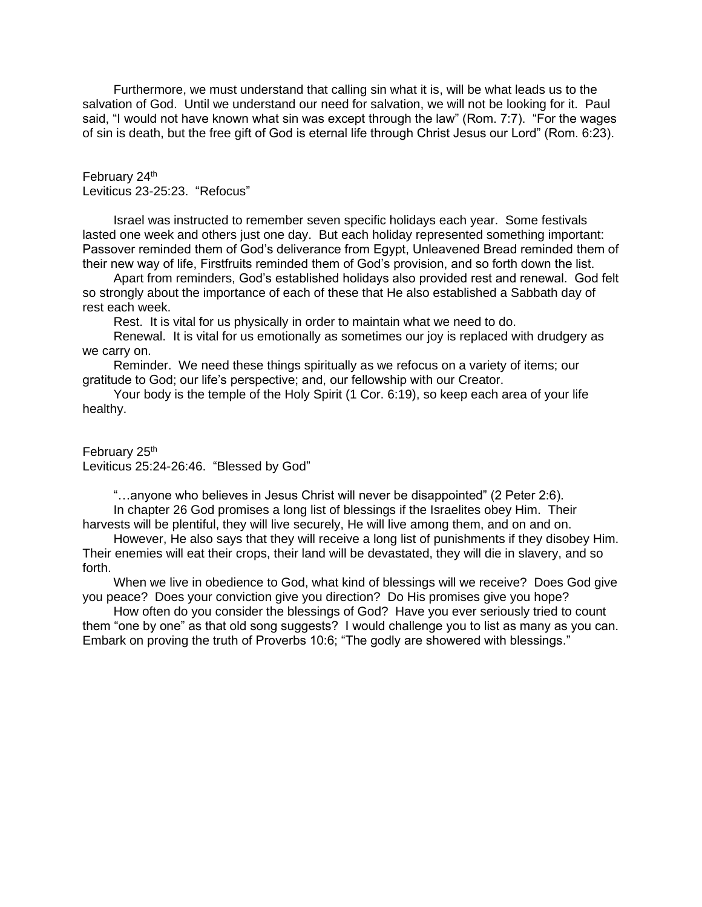Furthermore, we must understand that calling sin what it is, will be what leads us to the salvation of God. Until we understand our need for salvation, we will not be looking for it. Paul said, "I would not have known what sin was except through the law" (Rom. 7:7). "For the wages of sin is death, but the free gift of God is eternal life through Christ Jesus our Lord" (Rom. 6:23).

February 24th
Leviticus 23-25:23. "Refocus"

Israel was instructed to remember seven specific holidays each year. Some festivals lasted one week and others just one day. But each holiday represented something important: Passover reminded them of God's deliverance from Egypt, Unleavened Bread reminded them of their new way of life, Firstfruits reminded them of God's provision, and so forth down the list.

Apart from reminders, God's established holidays also provided rest and renewal. God felt so strongly about the importance of each of these that He also established a Sabbath day of rest each week.

Rest. It is vital for us physically in order to maintain what we need to do.

Renewal. It is vital for us emotionally as sometimes our joy is replaced with drudgery as we carry on.

Reminder. We need these things spiritually as we refocus on a variety of items; our gratitude to God; our life's perspective; and, our fellowship with our Creator.

Your body is the temple of the Holy Spirit (1 Cor. 6:19), so keep each area of your life healthy.

February 25th
Leviticus 25:24-26:46. "Blessed by God"

"…anyone who believes in Jesus Christ will never be disappointed" (2 Peter 2:6).

In chapter 26 God promises a long list of blessings if the Israelites obey Him. Their harvests will be plentiful, they will live securely, He will live among them, and on and on.

However, He also says that they will receive a long list of punishments if they disobey Him. Their enemies will eat their crops, their land will be devastated, they will die in slavery, and so forth.

When we live in obedience to God, what kind of blessings will we receive? Does God give you peace? Does your conviction give you direction? Do His promises give you hope?

How often do you consider the blessings of God? Have you ever seriously tried to count them "one by one" as that old song suggests? I would challenge you to list as many as you can. Embark on proving the truth of Proverbs 10:6; "The godly are showered with blessings."